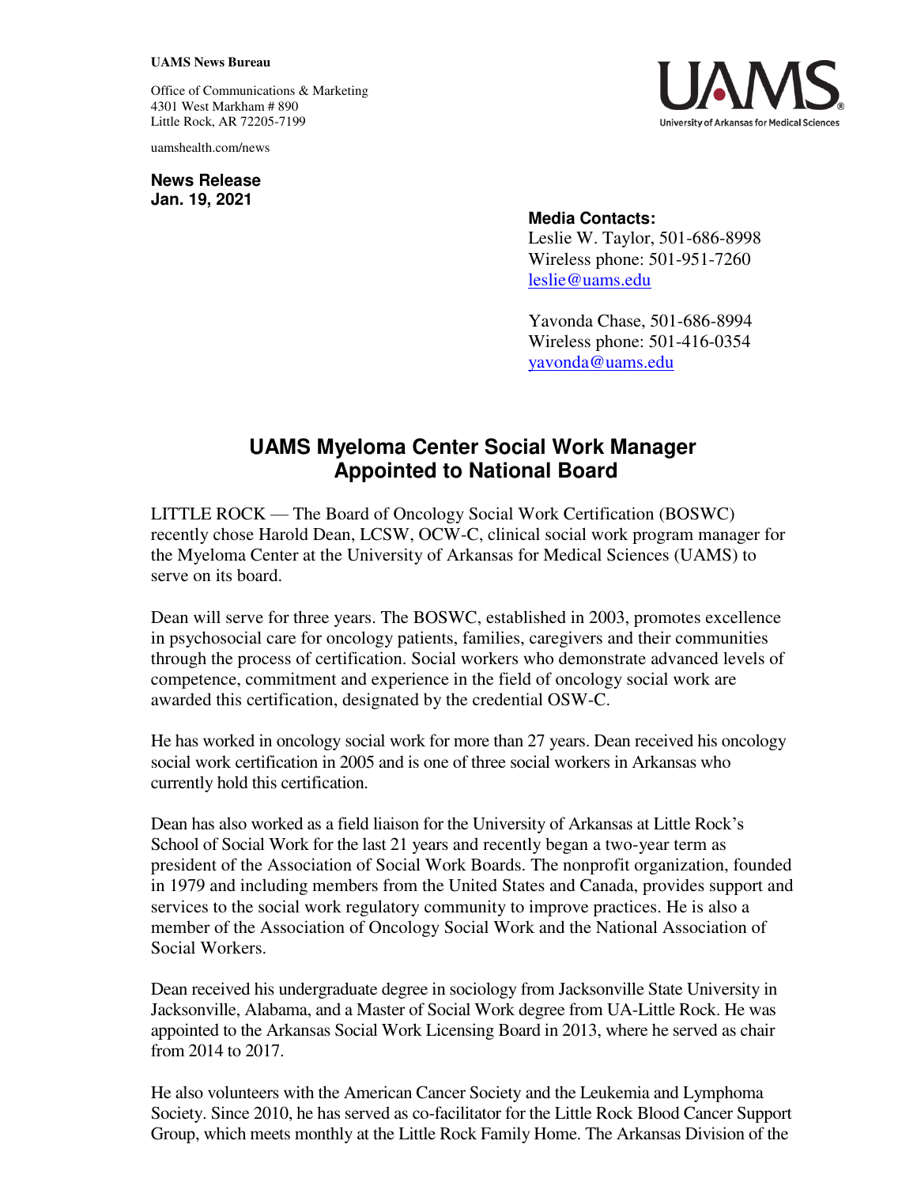**UAMS News Bureau**

Office of Communications & Marketing
4301 West Markham # 890
Little Rock, AR 72205-7199

uamshealth.com/news

**News Release**
**Jan. 19, 2021**

**Media Contacts:**
Leslie W. Taylor, 501-686-8998
Wireless phone: 501-951-7260
leslie@uams.edu

Yavonda Chase, 501-686-8994
Wireless phone: 501-416-0354
yavonda@uams.edu

# UAMS Myeloma Center Social Work Manager Appointed to National Board

LITTLE ROCK — The Board of Oncology Social Work Certification (BOSWC) recently chose Harold Dean, LCSW, OCW-C, clinical social work program manager for the Myeloma Center at the University of Arkansas for Medical Sciences (UAMS) to serve on its board.

Dean will serve for three years. The BOSWC, established in 2003, promotes excellence in psychosocial care for oncology patients, families, caregivers and their communities through the process of certification. Social workers who demonstrate advanced levels of competence, commitment and experience in the field of oncology social work are awarded this certification, designated by the credential OSW-C.

He has worked in oncology social work for more than 27 years. Dean received his oncology social work certification in 2005 and is one of three social workers in Arkansas who currently hold this certification.

Dean has also worked as a field liaison for the University of Arkansas at Little Rock's School of Social Work for the last 21 years and recently began a two-year term as president of the Association of Social Work Boards. The nonprofit organization, founded in 1979 and including members from the United States and Canada, provides support and services to the social work regulatory community to improve practices. He is also a member of the Association of Oncology Social Work and the National Association of Social Workers.

Dean received his undergraduate degree in sociology from Jacksonville State University in Jacksonville, Alabama, and a Master of Social Work degree from UA-Little Rock. He was appointed to the Arkansas Social Work Licensing Board in 2013, where he served as chair from 2014 to 2017.

He also volunteers with the American Cancer Society and the Leukemia and Lymphoma Society. Since 2010, he has served as co-facilitator for the Little Rock Blood Cancer Support Group, which meets monthly at the Little Rock Family Home. The Arkansas Division of the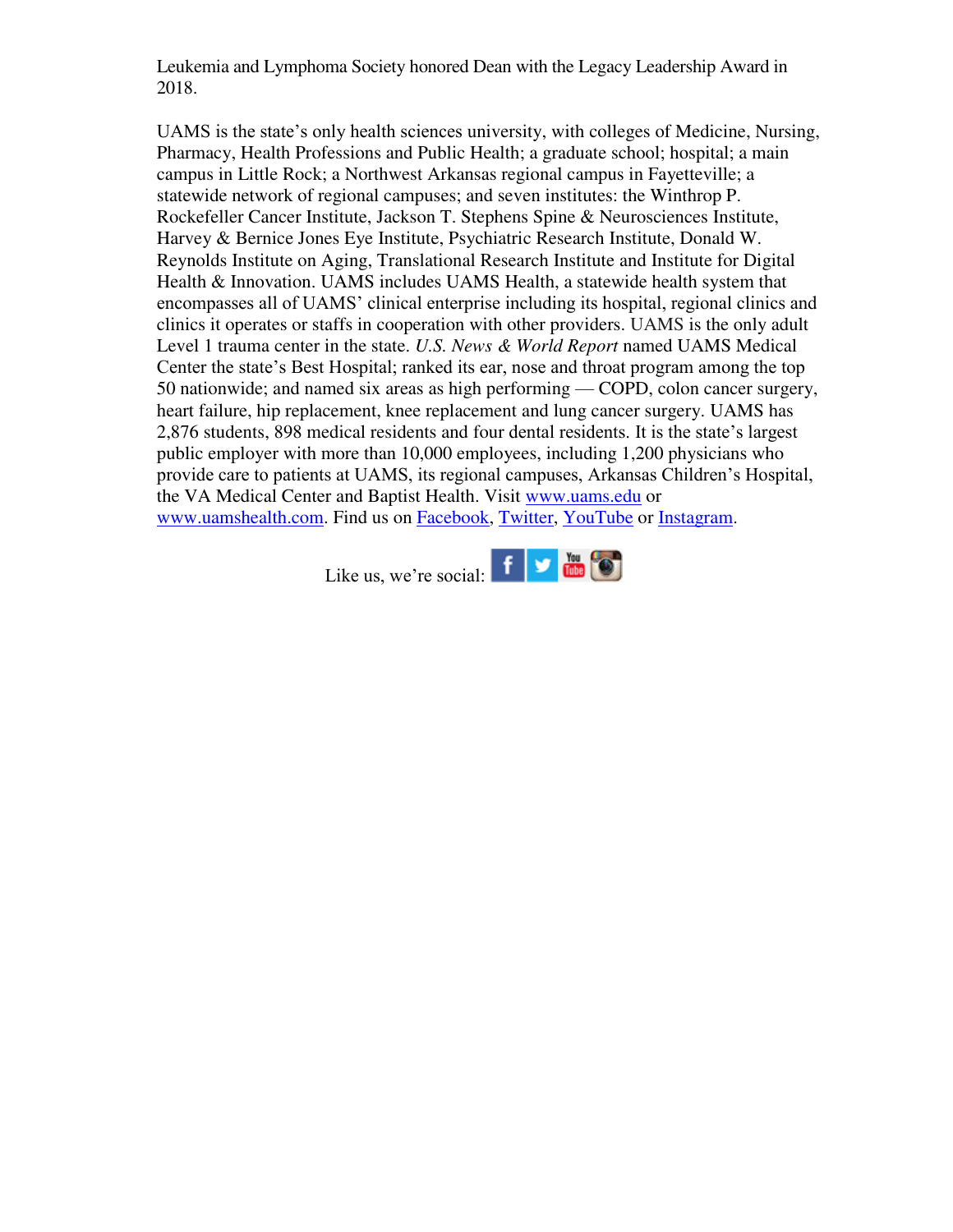Leukemia and Lymphoma Society honored Dean with the Legacy Leadership Award in 2018.

UAMS is the state's only health sciences university, with colleges of Medicine, Nursing, Pharmacy, Health Professions and Public Health; a graduate school; hospital; a main campus in Little Rock; a Northwest Arkansas regional campus in Fayetteville; a statewide network of regional campuses; and seven institutes: the Winthrop P. Rockefeller Cancer Institute, Jackson T. Stephens Spine & Neurosciences Institute, Harvey & Bernice Jones Eye Institute, Psychiatric Research Institute, Donald W. Reynolds Institute on Aging, Translational Research Institute and Institute for Digital Health & Innovation. UAMS includes UAMS Health, a statewide health system that encompasses all of UAMS' clinical enterprise including its hospital, regional clinics and clinics it operates or staffs in cooperation with other providers. UAMS is the only adult Level 1 trauma center in the state. *U.S. News & World Report* named UAMS Medical Center the state's Best Hospital; ranked its ear, nose and throat program among the top 50 nationwide; and named six areas as high performing — COPD, colon cancer surgery, heart failure, hip replacement, knee replacement and lung cancer surgery. UAMS has 2,876 students, 898 medical residents and four dental residents. It is the state's largest public employer with more than 10,000 employees, including 1,200 physicians who provide care to patients at UAMS, its regional campuses, Arkansas Children's Hospital, the VA Medical Center and Baptist Health. Visit [www.uams.edu](www.uams.edu) or [www.uamshealth.com](www.uamshealth.com). Find us on [Facebook](), [Twitter](), [YouTube]() or [Instagram]().

Like us, we're social: